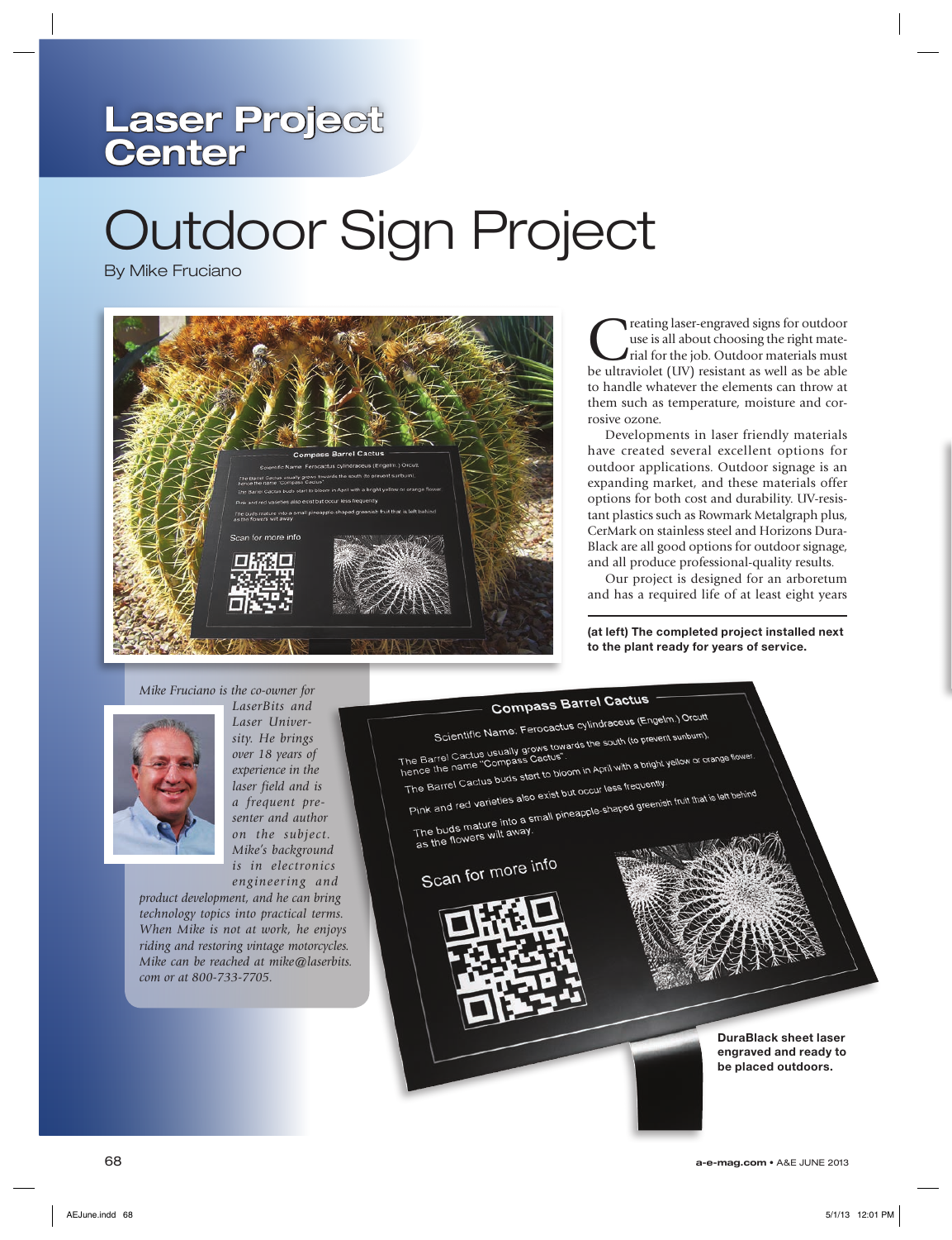# Laser Project Center

# Outdoor Sign Project

By Mike Fruciano

Creating laser-engraved signs for outdoor use is all about choosing the right material for the job. Outdoor materials must be ultraviolet (UV) resistant as well as be able to handle whatever the elements can throw at them such as temperature, moisture and corrosive ozone.

Developments in laser friendly materials have created several excellent options for outdoor applications. Outdoor signage is an expanding market, and these materials offer options for both cost and durability. UV-resistant plastics such as Rowmark Metalgraph plus, CerMark on stainless steel and Horizons DuraBlack are all good options for outdoor signage, and all produce professional-quality results.

Our project is designed for an arboretum and has a required life of at least eight years

**(at left) The completed project installed next to the plant ready for years of service.**

*Mike Fruciano is the co-owner for LaserBits and Laser University. He brings over 18 years of experience in the laser field and is a frequent presenter and author on the subject. Mike's background is in electronics engineering and product development, and he can bring technology topics into practical terms. When Mike is not at work, he enjoys riding and restoring vintage motorcycles. Mike can be reached at mike@laserbits.com or at 800-733-7705.*

**DuraBlack sheet laser engraved and ready to be placed outdoors.**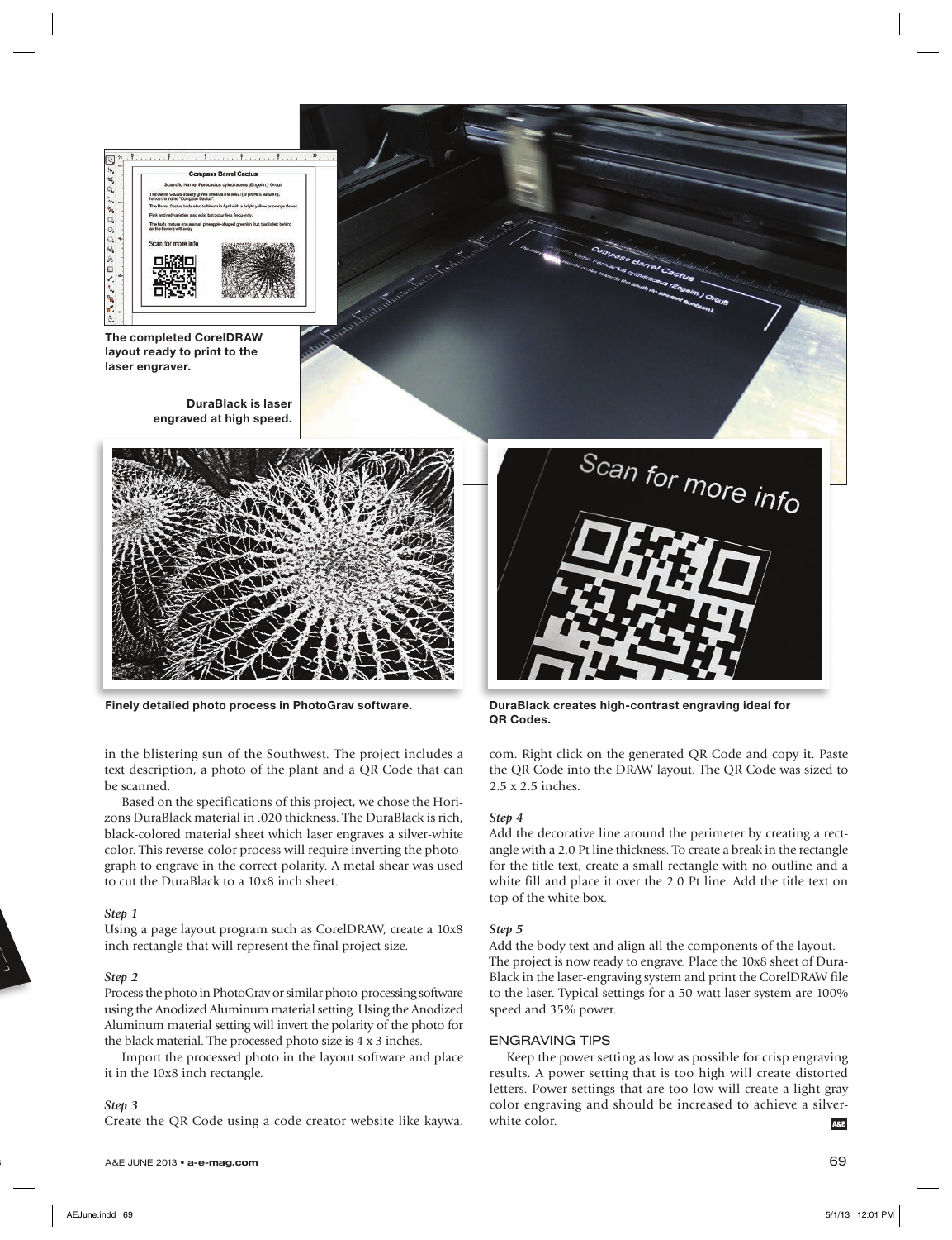The completed CorelDRAW layout ready to print to the laser engraver.

DuraBlack is laser engraved at high speed.

Finely detailed photo process in PhotoGrav software.

DuraBlack creates high-contrast engraving ideal for QR Codes.

in the blistering sun of the Southwest. The project includes a text description, a photo of the plant and a QR Code that can be scanned.

Based on the specifications of this project, we chose the Horizons DuraBlack material in .020 thickness. The DuraBlack is rich, black-colored material sheet which laser engraves a silver-white color. This reverse-color process will require inverting the photograph to engrave in the correct polarity. A metal shear was used to cut the DuraBlack to a 10x8 inch sheet.

*Step 1*

Using a page layout program such as CorelDRAW, create a 10x8 inch rectangle that will represent the final project size.

*Step 2*

Process the photo in PhotoGrav or similar photo-processing software using the Anodized Aluminum material setting. Using the Anodized Aluminum material setting will invert the polarity of the photo for the black material. The processed photo size is 4 x 3 inches.

Import the processed photo in the layout software and place it in the 10x8 inch rectangle.

*Step 3*

Create the QR Code using a code creator website like kaywa.com. Right click on the generated QR Code and copy it. Paste the QR Code into the DRAW layout. The QR Code was sized to 2.5 x 2.5 inches.

*Step 4*

Add the decorative line around the perimeter by creating a rectangle with a 2.0 Pt line thickness. To create a break in the rectangle for the title text, create a small rectangle with no outline and a white fill and place it over the 2.0 Pt line. Add the title text on top of the white box.

*Step 5*

Add the body text and align all the components of the layout. The project is now ready to engrave. Place the 10x8 sheet of DuraBlack in the laser-engraving system and print the CorelDRAW file to the laser. Typical settings for a 50-watt laser system are 100% speed and 35% power.

## ENGRAVING TIPS

Keep the power setting as low as possible for crisp engraving results. A power setting that is too high will create distorted letters. Power settings that are too low will create a light gray color engraving and should be increased to achieve a silver-white color.